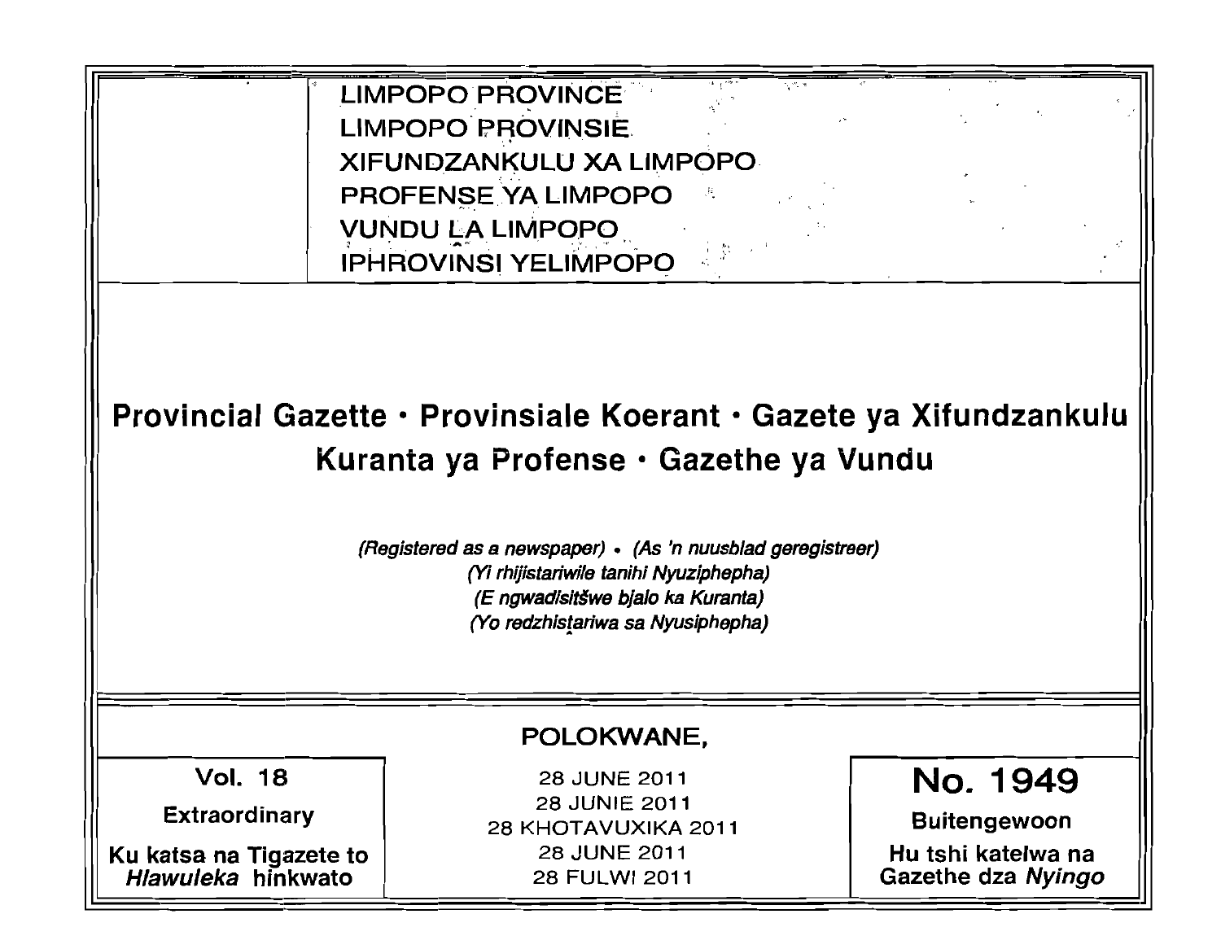LIMPOPO PROVINCE
LIMPOPO PROVINSIE
XIFUNDZANKULU XA LIMPOPO
PROFENSE YA LIMPOPO
VUNDU LA LIMPOPO
IPHROVINSI YELIMPOPO

# Provincial Gazette • Provinsiale Koerant • Gazete ya Xifundzankulu Kuranta ya Profense • Gazethe ya Vundu

*(Registered as a newspaper) • (As 'n nuusblad geregistreer)*
*(Yi rhijistariwile tanihi Nyuziphepha)*
*(E ngwadisitšwe bjalo ka Kuranta)*
*(Yo redzhistariwa sa Nyusiphepha)*

POLOKWANE,

| Vol. 18 Extraordinary Ku katsa na Tigazete to *Hlawuleka* hinkwato | 28 JUNE 2011 28 JUNIE 2011 28 KHOTAVUXIKA 2011 28 JUNE 2011 28 FULWI 2011 | No. 1949 Buitengewoon Hu tshi katelwa na Gazethe dza *Nyingo* |
|---|---|---|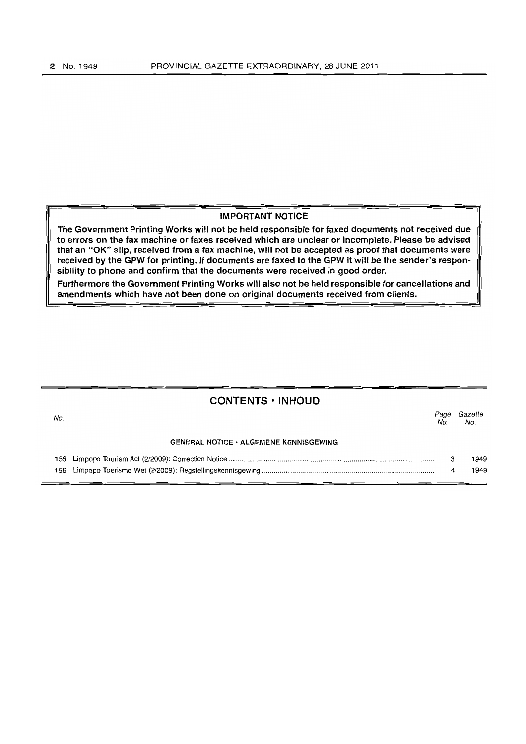## IMPORTANT NOTICE

**The Government Printing Works will not be held responsible for faxed documents not received due to errors on the fax machine or faxes received which are unclear or incomplete. Please be advised that an "OK" slip, received from a fax machine, will not be accepted as proof that documents were received by the GPW for printing. If documents are faxed to the GPW it will be the sender's responsibility to phone and confirm that the documents were received in good order.**

**Furthermore the Government Printing Works will also not be held responsible for cancellations and amendments which have not been done on original documents received from clients.**

## CONTENTS • INHOUD

| No. | | Page No. | Gazette No. |
|---|---|---|---|
| | **GENERAL NOTICE • ALGEMENE KENNISGEWING** | | |
| 156 | Limpopo Tourism Act (2/2009): Correction Notice | 3 | 1949 |
| 156 | Limpopo Toerisme Wet (2/2009): Regstellingskennisgewing | 4 | 1949 |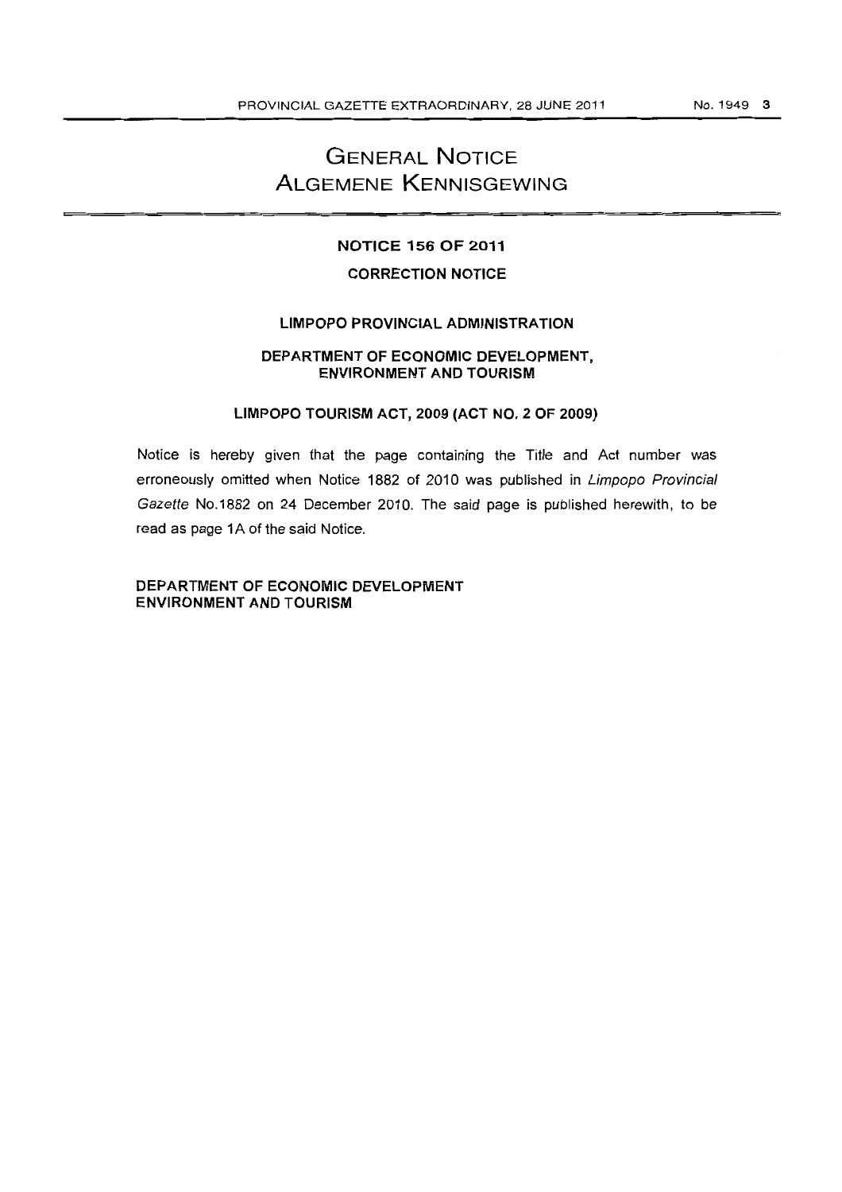# GENERAL NOTICE
# ALGEMENE KENNISGEWING

## NOTICE 156 OF 2011

### CORRECTION NOTICE

### LIMPOPO PROVINCIAL ADMINISTRATION

### DEPARTMENT OF ECONOMIC DEVELOPMENT, ENVIRONMENT AND TOURISM

### LIMPOPO TOURISM ACT, 2009 (ACT NO. 2 OF 2009)

Notice is hereby given that the page containing the Title and Act number was erroneously omitted when Notice 1882 of 2010 was published in *Limpopo Provincial Gazette* No.1882 on 24 December 2010. The said page is published herewith, to be read as page 1A of the said Notice.

**DEPARTMENT OF ECONOMIC DEVELOPMENT ENVIRONMENT AND TOURISM**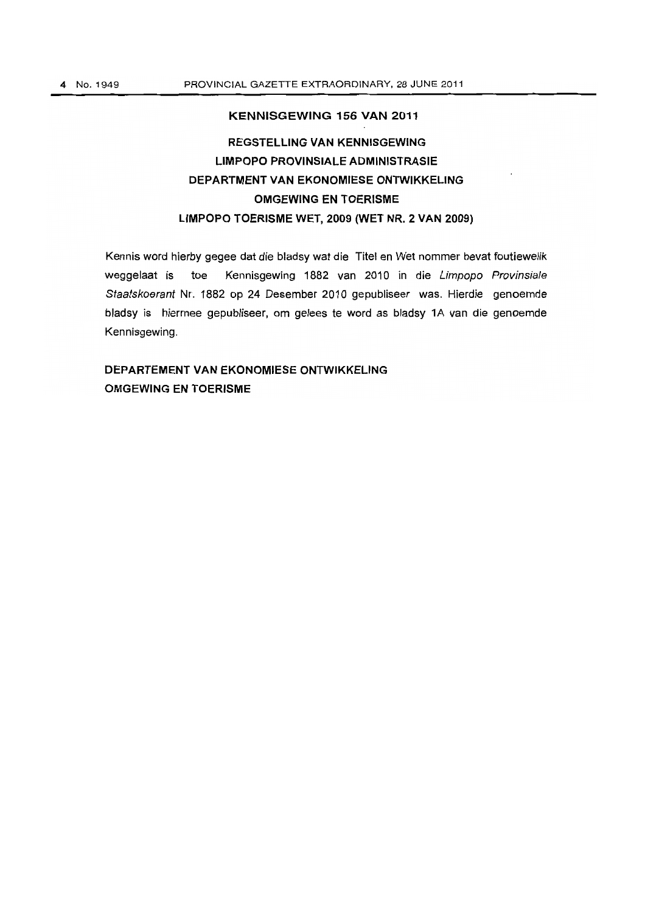## KENNISGEWING 156 VAN 2011

### REGSTELLING VAN KENNISGEWING
### LIMPOPO PROVINSIALE ADMINISTRASIE
### DEPARTMENT VAN EKONOMIESE ONTWIKKELING
### OMGEWING EN TOERISME
### LIMPOPO TOERISME WET, 2009 (WET NR. 2 VAN 2009)

Kennis word hierby gegee dat die bladsy wat die Titel en Wet nommer bevat foutiewelik weggelaat is toe Kennisgewing 1882 van 2010 in die *Limpopo Provinsiale Staatskoerant* Nr. 1882 op 24 Desember 2010 gepubliseer was. Hierdie genoemde bladsy is hiermee gepubliseer, om gelees te word as bladsy 1A van die genoemde Kennisgewing.

**DEPARTEMENT VAN EKONOMIESE ONTWIKKELING**
**OMGEWING EN TOERISME**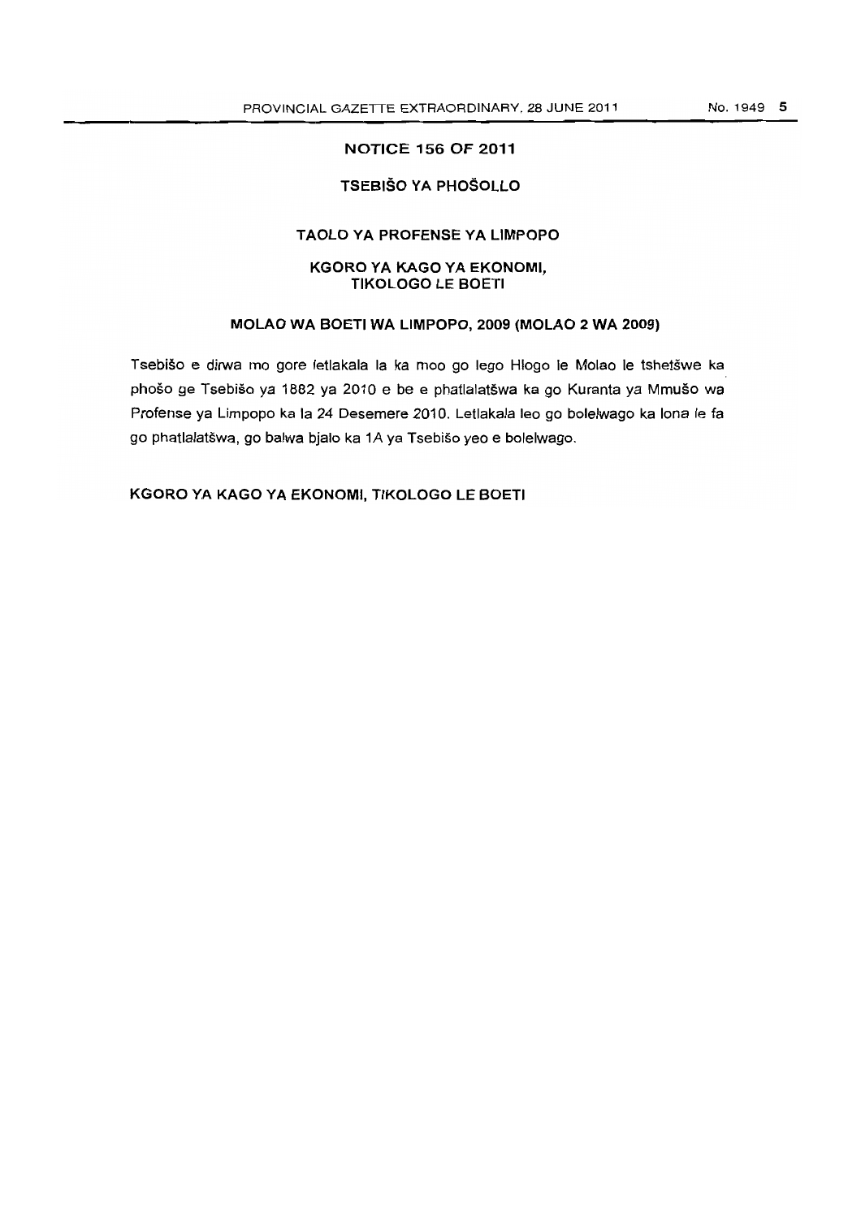## NOTICE 156 OF 2011

### TSEBIŠO YA PHOŠOLLO

### TAOLO YA PROFENSE YA LIMPOPO

### KGORO YA KAGO YA EKONOMI, TIKOLOGO LE BOETI

### MOLAO WA BOETI WA LIMPOPO, 2009 (MOLAO 2 WA 2009)

Tsebišo e dirwa mo gore letlakala la ka moo go lego Hlogo le Molao le tshetšwe ka phošo ge Tsebišo ya 1882 ya 2010 e be e phatlalatšwa ka go Kuranta ya Mmušo wa Profense ya Limpopo ka la 24 Desemere 2010. Letlakala leo go bolelwago ka lona le fa go phatlalatšwa, go balwa bjalo ka 1A ya Tsebišo yeo e bolelwago.

**KGORO YA KAGO YA EKONOMI, TIKOLOGO LE BOETI**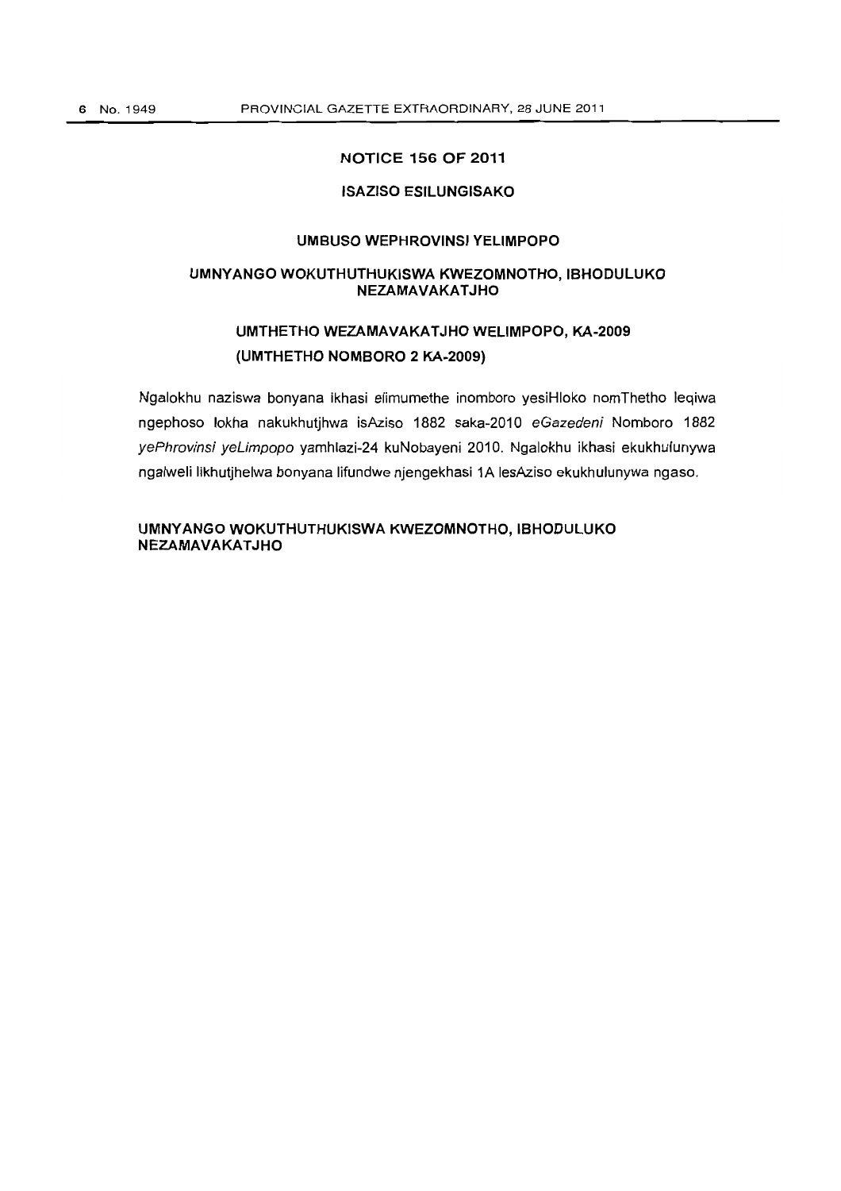## NOTICE 156 OF 2011

### ISAZISO ESILUNGISAKO

### UMBUSO WEPHROVINSI YELIMPOPO

### UMNYANGO WOKUTHUTHUKISWA KWEZOMNOTHO, IBHODULUKO NEZAMAVAKATJHO

### UMTHETHO WEZAMAVAKATJHO WELIMPOPO, KA-2009 (UMTHETHO NOMBORO 2 KA-2009)

Ngalokhu naziswa bonyana ikhasi elimumethe inomboro yesiHloko nomThetho leqiwa ngephoso lokha nakukhutjhwa isAziso 1882 saka-2010 *eGazedeni* Nomboro 1882 *yePhrovinsi yeLimpopo* yamhlazi-24 kuNobayeni 2010. Ngalokhu ikhasi ekukhulunywa ngalweli likhutjhelwa bonyana lifundwe njengekhasi 1A lesAziso ekukhulunywa ngaso.

**UMNYANGO WOKUTHUTHUKISWA KWEZOMNOTHO, IBHODULUKO NEZAMAVAKATJHO**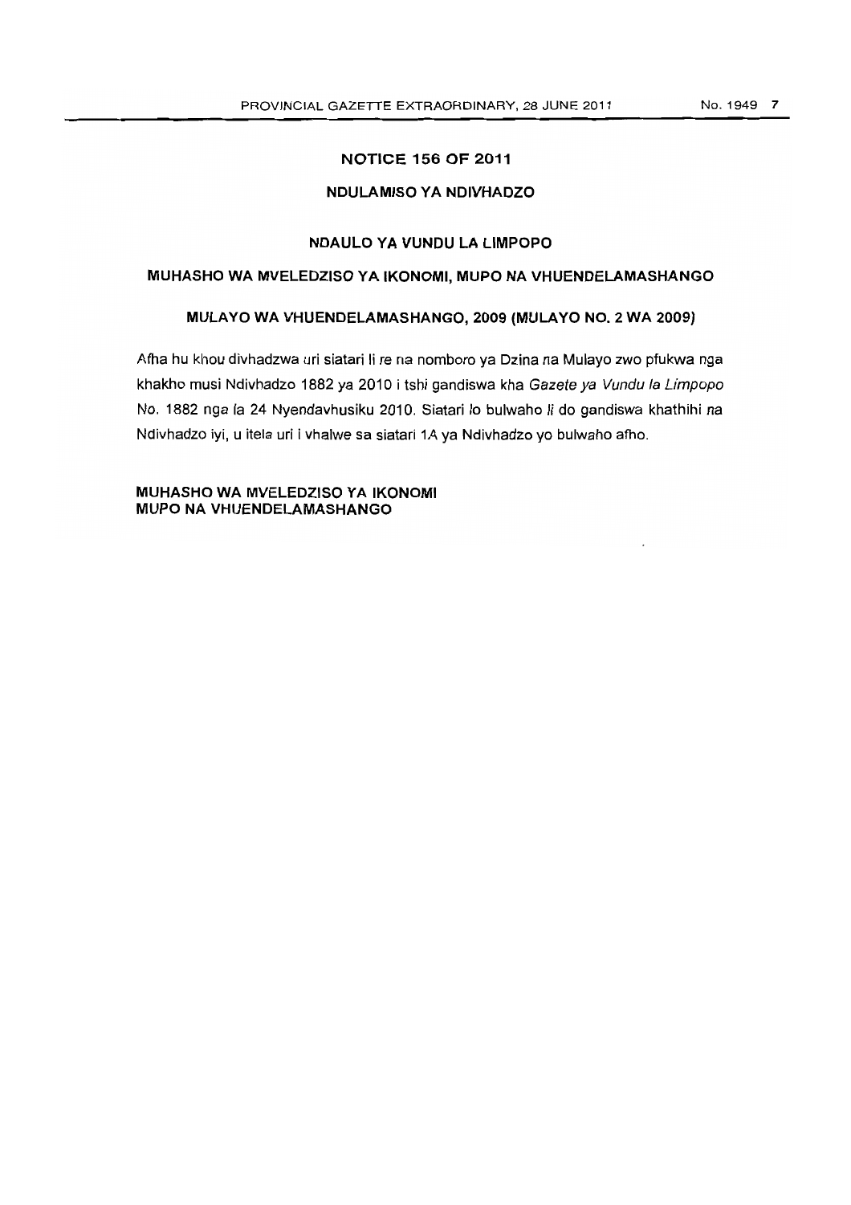## NOTICE 156 OF 2011

### NDULAMISO YA NDIVHADZO

### NDAULO YA VUNDU LA LIMPOPO

### MUHASHO WA MVELEDZISO YA IKONOMI, MUPO NA VHUENDELAMASHANGO

### MULAYO WA VHUENDELAMASHANGO, 2009 (MULAYO NO. 2 WA 2009)

Afha hu khou divhadzwa uri siatari li re na nomboro ya Dzina na Mulayo zwo pfukwa nga khakho musi Ndivhadzo 1882 ya 2010 i tshi gandiswa kha *Gazete ya Vundu la Limpopo* No. 1882 nga la 24 Nyendavhusiku 2010. Siatari lo bulwaho li do gandiswa khathihi na Ndivhadzo iyi, u itela uri i vhalwe sa siatari 1A ya Ndivhadzo yo bulwaho afho.

**MUHASHO WA MVELEDZISO YA IKONOMI**
**MUPO NA VHUENDELAMASHANGO**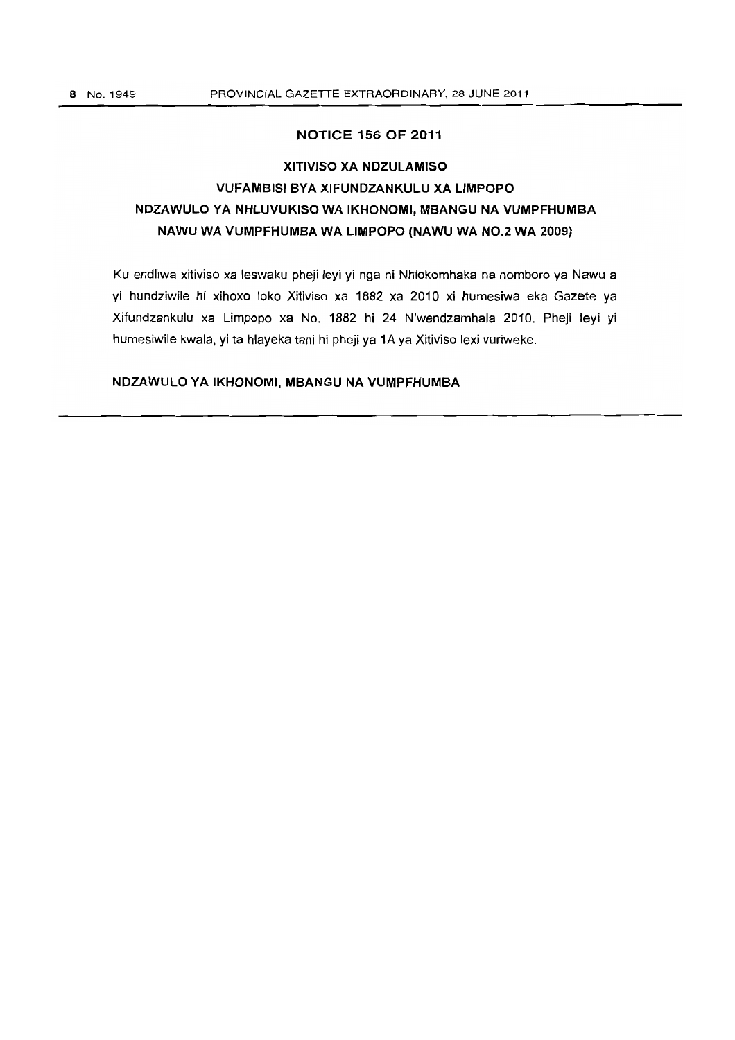## NOTICE 156 OF 2011

### XITIVISO XA NDZULAMISO
### VUFAMBISI BYA XIFUNDZANKULU XA LIMPOPO
### NDZAWULO YA NHLUVUKISO WA IKHONOMI, MBANGU NA VUMPFHUMBA
### NAWU WA VUMPFHUMBA WA LIMPOPO (NAWU WA NO.2 WA 2009)

Ku endliwa xitiviso xa leswaku pheji leyi yi nga ni Nhlokomhaka na nomboro ya Nawu a yi hundziwile hi xihoxo loko Xitiviso xa 1882 xa 2010 xi humesiwa eka Gazete ya Xifundzankulu xa Limpopo xa No. 1882 hi 24 N'wendzamhala 2010. Pheji leyi yi humesiwile kwala, yi ta hlayeka tani hi pheji ya 1A ya Xitiviso lexi vuriweke.

**NDZAWULO YA IKHONOMI, MBANGU NA VUMPFHUMBA**